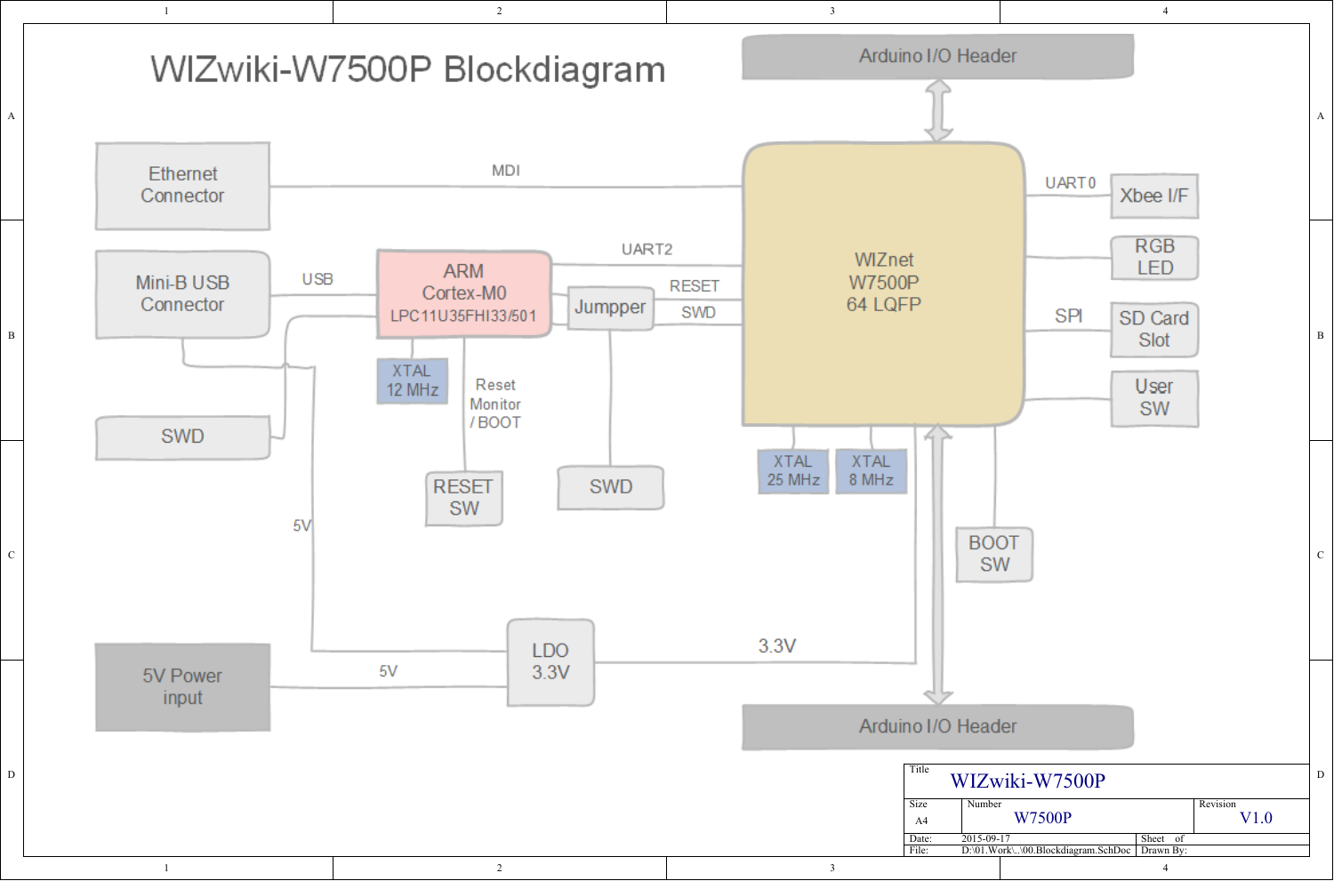# WIZwiki-W7500P Blockdiagram

Arduino I/O Header

Ethernet Connector

MDI

Mini-B USB Connector

USB

ARM Cortex-M0 LPC11U35FHI33/501

UART2

Jumpper

RESET

SWD

WIZnet W7500P 64 LQFP

UART0

Xbee I/F

RGB LED

SPI

SD Card Slot

User SW

SWD

XTAL 12 MHz

Reset Monitor / BOOT

RESET SW

SWD

XTAL 25 MHz

XTAL 8 MHz

BOOT SW

5V

LDO 3.3V

3.3V

5V Power input

5V

Arduino I/O Header

| | | | |
|---|---|---|---|
| Title | WIZwiki-W7500P | | |
| Size A4 | Number W7500P | | Revision V1.0 |
| Date: | 2015-09-17 | Sheet of | |
| File: | D:\01.Work\..\00.Blockdiagram.SchDoc | Drawn By: | |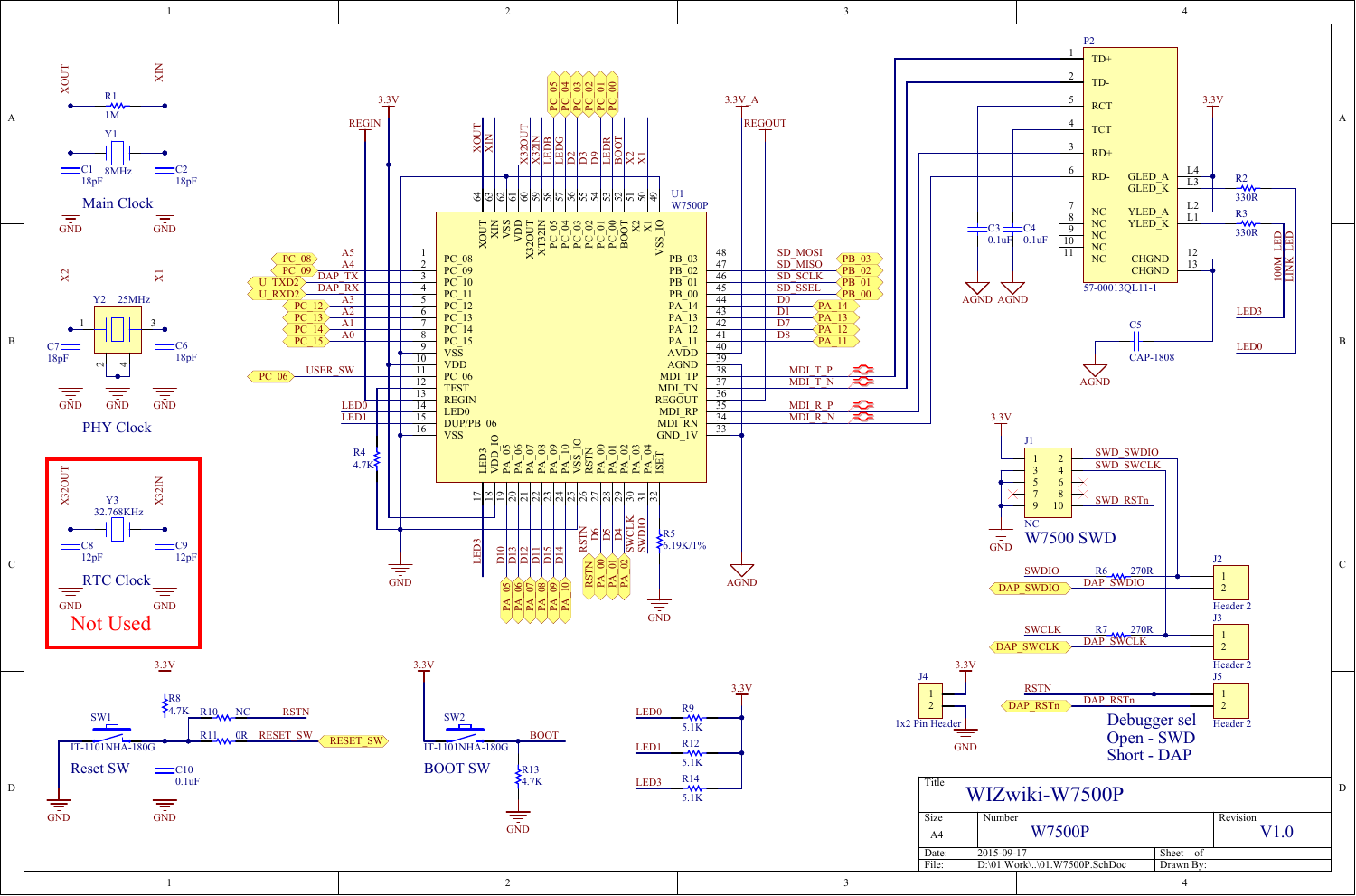Main Clock

XOUT XIN R1 1M Y1 8MHz C1 18pF C2 18pF GND GND

PHY Clock

X2 X1 Y2 25MHz C7 18pF C6 18pF GND GND GND

RTC Clock

X32OUT X32IN Y3 32.768KHz C8 12pF C9 12pF GND GND

Not Used

U1 W7500P

3.3V REGIN 3.3V_A REGOUT

| Pin | Signal | Net |
|---|---|---|
| 1 | PC_08 | A5 / PC_08 |
| 2 | PC_09 | A4 / PC_09 |
| 3 | PC_10 | DAP_TX / U_TXD2 |
| 4 | PC_11 | DAP_RX / U_RXD2 |
| 5 | PC_12 | A3 / PC_12 |
| 6 | PC_13 | A2 / PC_13 |
| 7 | PC_14 | A1 / PC_14 |
| 8 | PC_15 | A0 / PC_15 |
| 9 | VSS | |
| 10 | VDD | |
| 11 | PC_06 | USER_SW / PC_06 |
| 12 | TEST | |
| 13 | REGIN | |
| 14 | LED0 | LED0 |
| 15 | DUP/PB_06 | LED1 |
| 16 | VSS | |
| 17 | LED3 | LED3 |
| 18 | VDD_IO | |
| 19 | PA_05 | PA_05 |
| 20 | PA_06 | D10 / PA_06 |
| 21 | PA_07 | D13 / PA_07 |
| 22 | PA_08 | D12 / PA_08 |
| 23 | PA_09 | D11 / PA_09 |
| 24 | PA_10 | D15 / PA_10 |
| 25 | VSS_IO | D14 |
| 26 | RSTN | RSTN |
| 27 | PA_00 | D6 / PA_00 |
| 28 | PA_01 | D5 / PA_01 |
| 29 | PA_02 | D4 / PA_02 |
| 30 | PA_03 | SWCLK |
| 31 | PA_04 | SWDIO |
| 32 | ISET | R5 6.19K/1% |
| 33 | GND_1V | |
| 34 | MDI_RN | MDI_R_N |
| 35 | MDI_RP | MDI_R_P |
| 36 | REGOUT | |
| 37 | MDI_TN | MDI_T_N |
| 38 | MDI_TP | MDI_T_P |
| 39 | AGND | |
| 40 | AVDD | |
| 41 | PA_11 | D8 / PA_11 |
| 42 | PA_12 | D7 / PA_12 |
| 43 | PA_13 | D1 / PA_13 |
| 44 | PA_14 | D0 / PA_14 |
| 45 | PB_00 | SD_SSEL / PB_00 |
| 46 | PB_01 | SD_SCLK / PB_01 |
| 47 | PB_02 | SD_MISO / PB_02 |
| 48 | PB_03 | SD_MOSI / PB_03 |
| 49 | VSS_IO | |
| 50 | X1 | X1 |
| 51 | X2 | X2 |
| 52 | BOOT | BOOT |
| 53 | PC_00 | LEDR / PC_00 |
| 54 | PC_01 | D9 / PC_01 |
| 55 | PC_02 | D3 / PC_02 |
| 56 | PC_03 | D2 / PC_03 |
| 57 | PC_04 | LEDG / PC_04 |
| 58 | PC_05 | LEDB / PC_05 |
| 59 | XT32IN | X32IN |
| 60 | X32OUT | X32OUT |
| 61 | VDD | |
| 62 | VSS | |
| 63 | XIN | XIN |
| 64 | XOUT | XOUT |

R4 4.7K GND AGND GND

P2 57-00013QL11-1

| Pin | Signal |
|---|---|
| 1 | TD+ |
| 2 | TD- |
| 5 | RCT |
| 4 | TCT |
| 3 | RD+ |
| 6 | RD- |
| 7 | NC |
| 8 | NC |
| 9 | NC |
| 10 | NC |
| 11 | NC |
| L4 | GLED_A |
| L3 | GLED_K |
| L2 | YLED_A |
| L1 | YLED_K |
| 12 | CHGND |
| 13 | CHGND |

C3 0.1uF C4 0.1uF AGND AGND 3.3V R2 330R R3 330R 100M_LED LINK_LED LED3 LED0 C5 CAP-1808 AGND

W7500 SWD

J1: 3.3V, 1, 2 SWD_SWDIO, 3, 4 SWD_SWCLK, 5, 6, 7, 8, 9, 10 SWD_RSTn, NC, GND

J2 Header 2: SWDIO R6 270R, DAP_SWDIO

J3 Header 2: SWCLK R7 270R, DAP_SWCLK

J4 1x2 Pin Header: 3.3V, GND

J5 Header 2: RSTN, DAP_RSTn

Debugger sel
Open - SWD
Short - DAP

Reset SW

3.3V R8 4.7K SW1 IT-1101NHA-180G R10 NC RSTN R11 0R RESET_SW C10 0.1uF GND GND

BOOT SW

3.3V SW2 IT-1101NHA-180G BOOT R13 4.7K GND

3.3V LED0 R9 5.1K LED1 R12 5.1K LED3 R14 5.1K

| Title | WIZwiki-W7500P | |
|---|---|---|
| Size A4 | Number W7500P | Revision V1.0 |
| Date: 2015-09-17 | | Sheet of |
| File: D:\01.Work\..\01.W7500P.SchDoc | | Drawn By: |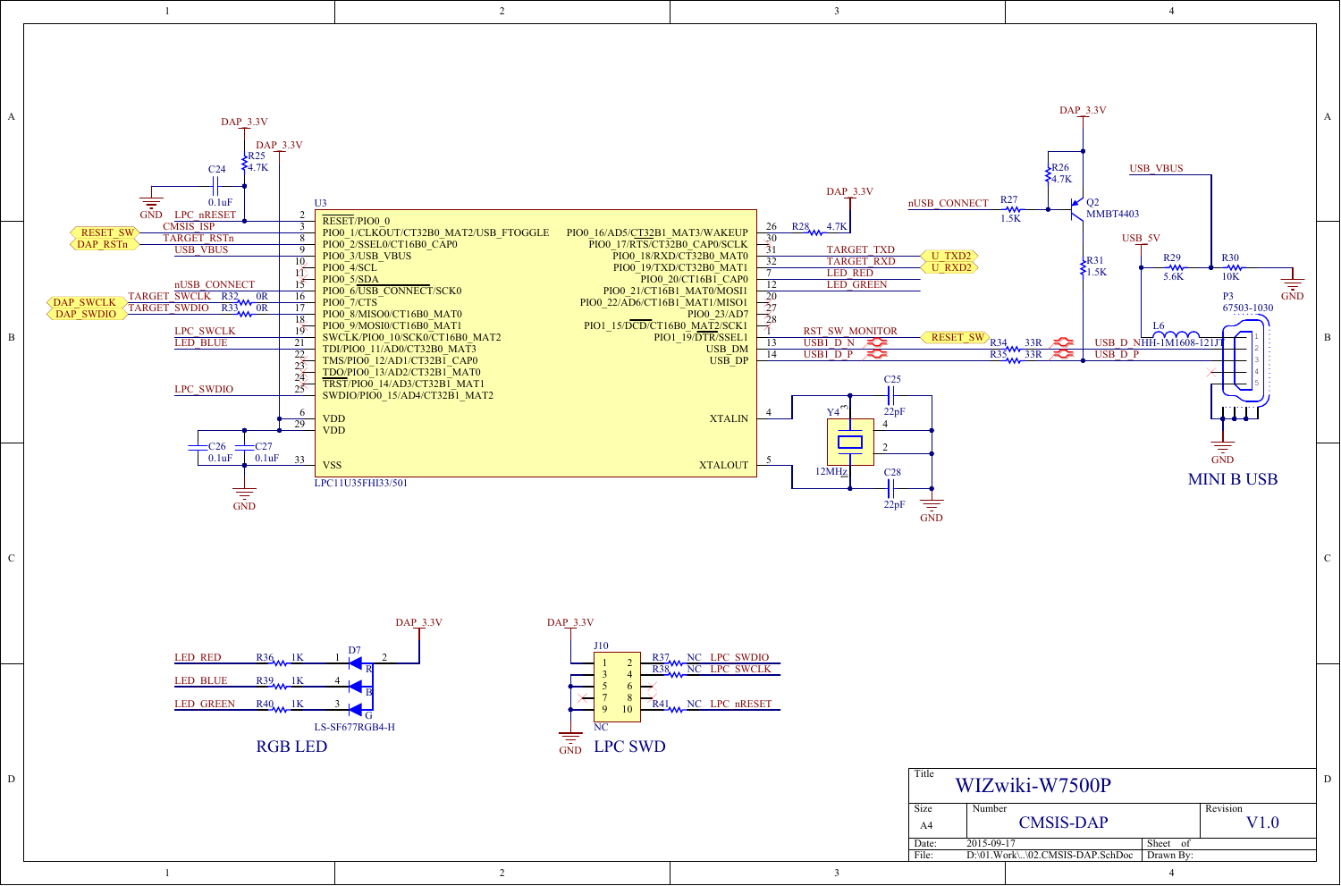# CMSIS-DAP Schematic

## U3 — LPC11U35FHI33/501

| Pin | Net | Function |
|---|---|---|
| 2 | LPC_nRESET | RESET/PIO0_0 |
| 3 | CMSIS_ISP | PIO0_1/CLKOUT/CT32B0_MAT2/USB_FTOGGLE |
| 8 | TARGET_RSTn | PIO0_2/SSEL0/CT16B0_CAP0 |
| 9 | USB_VBUS | PIO0_3/USB_VBUS |
| 10 | | PIO0_4/SCL |
| 11 | | PIO0_5/SDA |
| 15 | nUSB_CONNECT | PIO0_6/USB_CONNECT/SCK0 |
| 16 | TARGET_SWCLK (R32 0R → DAP_SWCLK) | PIO0_7/CTS |
| 17 | TARGET_SWDIO (R33 0R → DAP_SWDIO) | PIO0_8/MISO0/CT16B0_MAT0 |
| 18 | | PIO0_9/MOSI0/CT16B0_MAT1 |
| 19 | LPC_SWCLK | SWCLK/PIO0_10/SCK0/CT16B0_MAT2 |
| 21 | LED_BLUE | TDI/PIO0_11/AD0/CT32B0_MAT3 |
| 22 | | TMS/PIO0_12/AD1/CT32B1_CAP0 |
| 23 | | TDO/PIO0_13/AD2/CT32B1_MAT0 |
| 24 | | TRST/PIO0_14/AD3/CT32B1_MAT1 |
| 25 | LPC_SWDIO | SWDIO/PIO0_15/AD4/CT32B1_MAT2 |
| 6 | DAP_3.3V | VDD |
| 29 | DAP_3.3V | VDD |
| 33 | GND | VSS |
| 26 | R28 4.7K → DAP_3.3V | PIO0_16/AD5/CT32B1_MAT3/WAKEUP |
| 30 | | PIO0_17/RTS/CT32B0_CAP0/SCLK |
| 31 | TARGET_TXD (U_TXD2) | PIO0_18/RXD/CT32B0_MAT0 |
| 32 | TARGET_RXD (U_RXD2) | PIO0_19/TXD/CT32B0_MAT1 |
| 7 | LED_RED | PIO0_20/CT16B1_CAP0 |
| 12 | LED_GREEN | PIO0_21/CT16B1_MAT0/MOSI1 |
| 20 | | PIO0_22/AD6/CT16B1_MAT1/MISO1 |
| 27 | | PIO0_23/AD7 |
| 28 | | PIO1_15/DCD/CT16B0_MAT2/SCK1 |
| 1 | RST_SW_MONITOR (RESET_SW) | PIO1_19/DTR/SSEL1 |
| 13 | USB1_D_N | USB_DM |
| 14 | USB1_D_P | USB_DP |
| 4 | | XTALIN |
| 5 | | XTALOUT |

Other labels: RESET_SW, DAP_RSTn, R25 4.7K, C24 0.1uF, C26 0.1uF, C27 0.1uF, GND, DAP_3.3V

Crystal: Y4 12MHz, C25 22pF, C28 22pF, GND

USB: R34 33R, R35 33R, USB_D_N, USB_D_P, L6 NHH-1M1608-121JT, P3 67503-1030, USB_VBUS, USB_5V, R29 5.6K, R30 10K, GND

Q2 MMBT4403, R26 4.7K, R27 1.5K (nUSB_CONNECT), R31 1.5K, DAP_3.3V

MINI B USB

## RGB LED

LED_RED — R36 1K — pin 1 (R)
LED_BLUE — R39 1K — pin 4 (B)
LED_GREEN — R40 1K — pin 3 (G)
D7 LS-SF677RGB4-H, pin 2 → DAP_3.3V

## LPC SWD

J10 (NC), DAP_3.3V, GND
R37 NC — LPC_SWDIO
R38 NC — LPC_SWCLK
R41 NC — LPC_nRESET

| Title | WIZwiki-W7500P | |
|---|---|---|
| Size: A4 | Number: CMSIS-DAP | Revision: V1.0 |
| Date: 2015-09-17 | | Sheet of |
| File: D:\01.Work\..\02.CMSIS-DAP.SchDoc | | Drawn By: |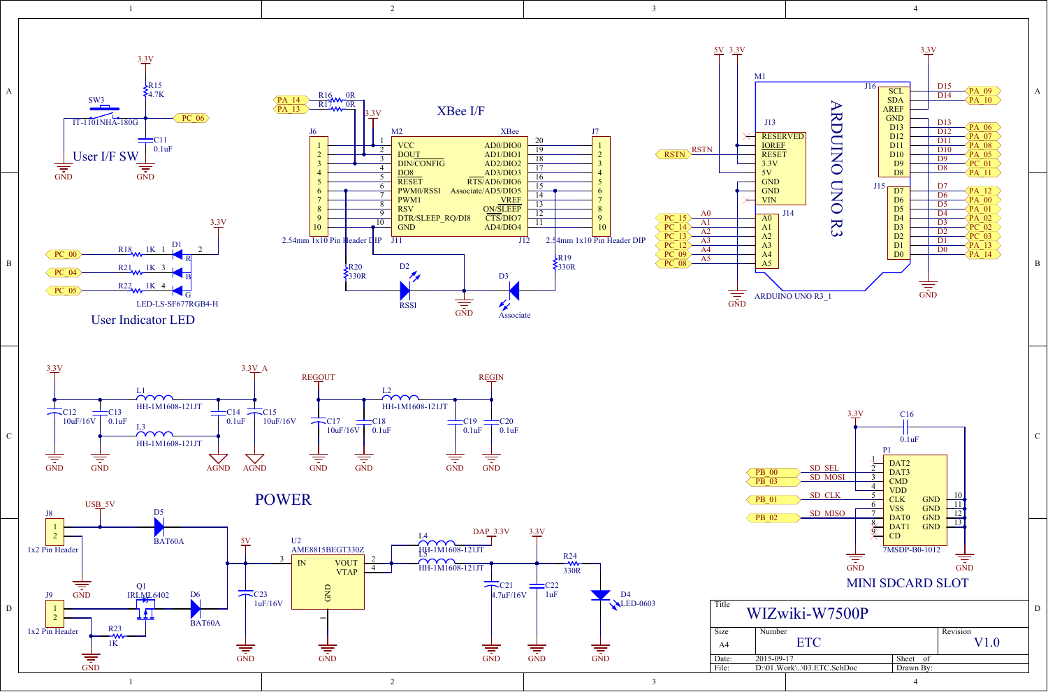## User I/F SW

SW3 IT-1101NHA-180G

R15 4.7K

C11 0.1uF

PC_06

3.3V

GND

## User Indicator LED

D1 LED-LS-SF677RGB4-H

PC_00 — R18 1K

PC_04 — R21 1K

PC_05 — R22 1K

3.3V

## XBee I/F

PA_14 — R16 0R

PA_13 — R17 0R

M2 XBee

| Pin | Name | Pin | Name |
|---|---|---|---|
| 1 | VCC | 20 | AD0/DIO0 |
| 2 | DOUT | 19 | AD1/DIO1 |
| 3 | DIN/CONFIG | 18 | AD2/DIO2 |
| 4 | DO8 | 17 | AD3/DIO3 |
| 5 | RESET | 16 | RTS/AD6/DIO6 |
| 6 | PWM0/RSSI | 15 | Associate/AD5/DIO5 |
| 7 | PWM1 | 14 | VREF |
| 8 | RSV | 13 | ON/SLEEP |
| 9 | DTR/SLEEP_RQ/DI8 | 12 | CTS/DIO7 |
| 10 | GND | 11 | AD4/DIO4 |

J6 2.54mm 1x10 Pin Header DIP

J11

J12

J7 2.54mm 1x10 Pin Header DIP

R20 330R

D2 RSSI

D3 Associate

R19 330R

## ARDUINO UNO R3

M1 ARDUINO UNO R3_1

J13: RESERVED, IOREF, RESET, 3.3V, 5V, GND, GND, VIN

RSTN

J14: A0 – PC_15, A1 – PC_14, A2 – PC_13, A3 – PC_12, A4 – PC_09, A5 – PC_08

J16: SCL – D15 – PA_09, SDA – D14 – PA_10, AREF, GND, D13 – PA_06, D12 – PA_07, D11 – PA_08, D10 – PA_05, D9 – PC_01, D8 – PA_11

J15: D7 – PA_12, D6 – PA_00, D5 – PA_01, D4 – PA_02, D3 – PC_02, D2 – PC_03, D1 – PA_13, D0 – PA_14

## POWER

3.3V — C12 10uF/16V, C13 0.1uF, L1 HH-1M1608-121JT, L3 HH-1M1608-121JT, C14 0.1uF, C15 10uF/16V — 3.3V_A, AGND

REGOUT — C17 10uF/16V, C18 0.1uF, L2 HH-1M1608-121JT, C19 0.1uF, C20 0.1uF — REGIN

J8 1x2 Pin Header — USB_5V — D5 BAT60A

J9 1x2 Pin Header — Q1 IRLML6402 — R23 1K — D6 BAT60A

5V — C23 1uF/16V

U2 AME8815BEGT330Z: IN (3), VOUT (2), VTAP (4), GND

L4 HH-1M1608-121JT — DAP_3.3V

L5 HH-1M1608-121JT — 3.3V

C21 4.7uF/16V, C22 1uF

R24 330R — D4 LED-0603

## MINI SDCARD SLOT

P1 7MSDP-B0-1012

C16 0.1uF, 3.3V

| Pin | Name | Net |
|---|---|---|
| 1 | DAT2 | |
| 2 | DAT3 | SD_SEL – PB_00 |
| 3 | CMD | SD_MOSI – PB_03 |
| 4 | VDD | 3.3V |
| 5 | CLK | SD_CLK – PB_01 |
| 6 | VSS | GND |
| 7 | DAT0 | SD_MISO – PB_02 |
| 8 | DAT1 | |
| 9 | CD | |
| 10–13 | GND | GND |

| | |
|---|---|
| Title | WIZwiki-W7500P |
| Size | A4 |
| Number | ETC |
| Revision | V1.0 |
| Date: | 2015-09-17 |
| Sheet of | |
| File: | D:\01.Work\..\03.ETC.SchDoc |
| Drawn By: | |